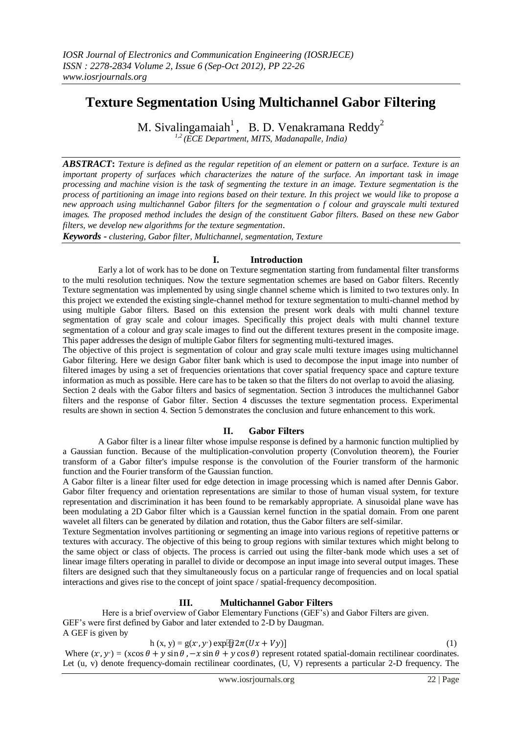*IOSR Journal of Electronics and Communication Engineering (IOSRJECE)*
*ISSN : 2278-2834 Volume 2, Issue 6 (Sep-Oct 2012), PP 22-26*
*www.iosrjournals.org*

# Texture Segmentation Using Multichannel Gabor Filtering

M. Sivalingamaiah[1], B. D. Venakramana Reddy[2]

*[1,2] (ECE Department, MITS, Madanapalle, India)*

***ABSTRACT*:** *Texture is defined as the regular repetition of an element or pattern on a surface. Texture is an important property of surfaces which characterizes the nature of the surface. An important task in image processing and machine vision is the task of segmenting the texture in an image. Texture segmentation is the process of partitioning an image into regions based on their texture. In this project we would like to propose a new approach using multichannel Gabor filters for the segmentation o f colour and grayscale multi textured images. The proposed method includes the design of the constituent Gabor filters. Based on these new Gabor filters, we develop new algorithms for the texture segmentation.*

***Keywords -*** *clustering, Gabor filter, Multichannel, segmentation, Texture*

## I. Introduction

Early a lot of work has to be done on Texture segmentation starting from fundamental filter transforms to the multi resolution techniques. Now the texture segmentation schemes are based on Gabor filters. Recently Texture segmentation was implemented by using single channel scheme which is limited to two textures only. In this project we extended the existing single-channel method for texture segmentation to multi-channel method by using multiple Gabor filters. Based on this extension the present work deals with multi channel texture segmentation of gray scale and colour images. Specifically this project deals with multi channel texture segmentation of a colour and gray scale images to find out the different textures present in the composite image. This paper addresses the design of multiple Gabor filters for segmenting multi-textured images.

The objective of this project is segmentation of colour and gray scale multi texture images using multichannel Gabor filtering. Here we design Gabor filter bank which is used to decompose the input image into number of filtered images by using a set of frequencies orientations that cover spatial frequency space and capture texture information as much as possible. Here care has to be taken so that the filters do not overlap to avoid the aliasing.

Section 2 deals with the Gabor filters and basics of segmentation. Section 3 introduces the multichannel Gabor filters and the response of Gabor filter. Section 4 discusses the texture segmentation process. Experimental results are shown in section 4. Section 5 demonstrates the conclusion and future enhancement to this work.

## II. Gabor Filters

A Gabor filter is a linear filter whose impulse response is defined by a harmonic function multiplied by a Gaussian function. Because of the multiplication-convolution property (Convolution theorem), the Fourier transform of a Gabor filter's impulse response is the convolution of the Fourier transform of the harmonic function and the Fourier transform of the Gaussian function.

A Gabor filter is a linear filter used for edge detection in image processing which is named after Dennis Gabor. Gabor filter frequency and orientation representations are similar to those of human visual system, for texture representation and discrimination it has been found to be remarkably appropriate. A sinusoidal plane wave has been modulating a 2D Gabor filter which is a Gaussian kernel function in the spatial domain. From one parent wavelet all filters can be generated by dilation and rotation, thus the Gabor filters are self-similar.

Texture Segmentation involves partitioning or segmenting an image into various regions of repetitive patterns or textures with accuracy. The objective of this being to group regions with similar textures which might belong to the same object or class of objects. The process is carried out using the filter-bank mode which uses a set of linear image filters operating in parallel to divide or decompose an input image into several output images. These filters are designed such that they simultaneously focus on a particular range of frequencies and on local spatial interactions and gives rise to the concept of joint space / spatial-frequency decomposition.

## III. Multichannel Gabor Filters

Here is a brief overview of Gabor Elementary Functions (GEF's) and Gabor Filters are given.
GEF's were first defined by Gabor and later extended to 2-D by Daugman.
A GEF is given by

$$h(x, y) = g(x', y') \exp[j2\pi(Ux + Vy)] \tag{1}$$

Where $(x', y') = (x\cos\theta + y\sin\theta, -x\sin\theta + y\cos\theta)$ represent rotated spatial-domain rectilinear coordinates. Let (u, v) denote frequency-domain rectilinear coordinates, (U, V) represents a particular 2-D frequency. The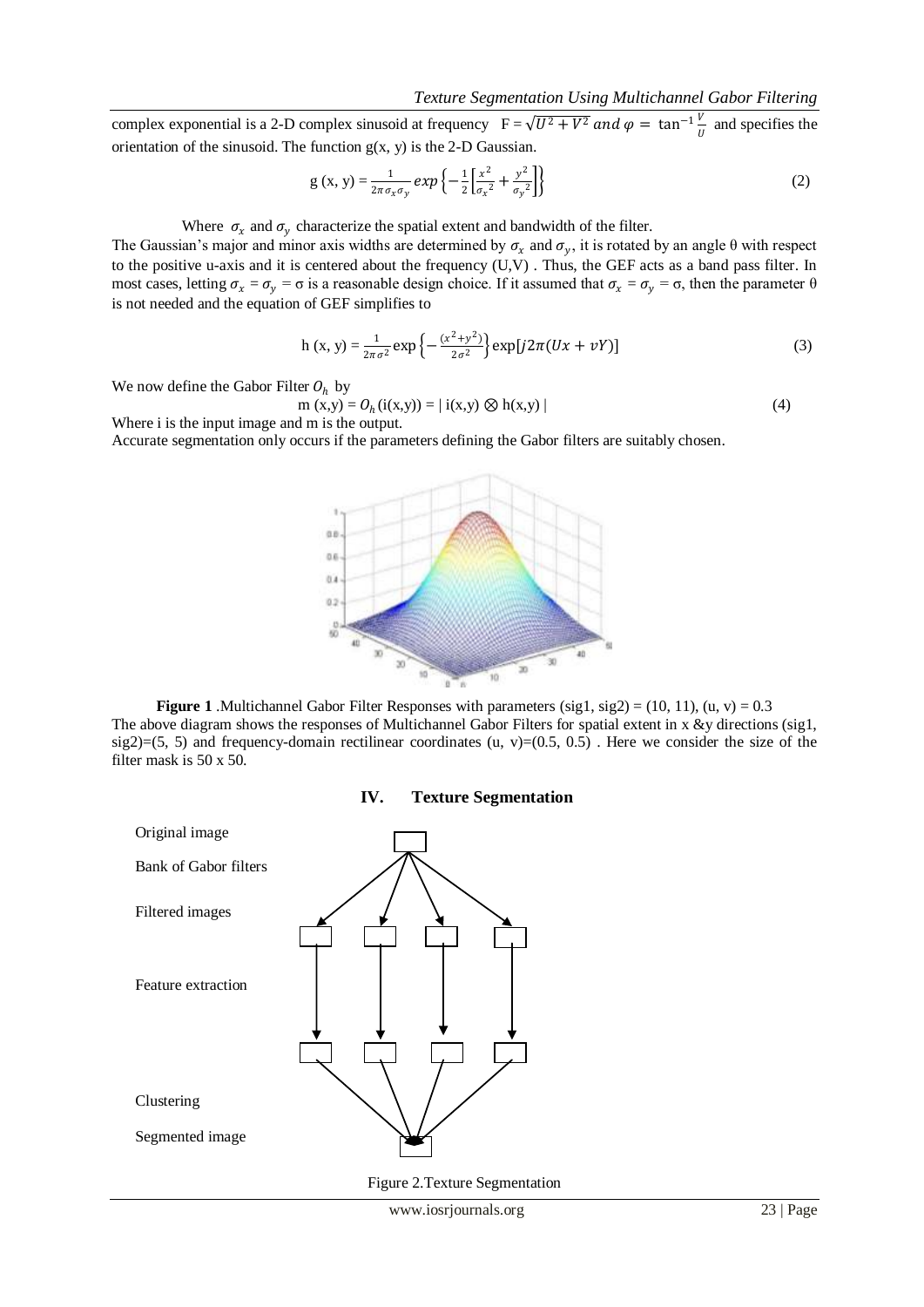complex exponential is a 2-D complex sinusoid at frequency $F = \sqrt{U^2 + V^2}$ $and$ $\varphi = \tan^{-1}\frac{V}{U}$ and specifies the orientation of the sinusoid. The function g(x, y) is the 2-D Gaussian.

$$g\,(x,\,y) = \frac{1}{2\pi\sigma_x\sigma_y} exp\left\{-\frac{1}{2}\left[\frac{x^2}{\sigma_x{}^2} + \frac{y^2}{\sigma_y{}^2}\right]\right\} \tag{2}$$

Where $\sigma_x$ and $\sigma_y$ characterize the spatial extent and bandwidth of the filter.

The Gaussian's major and minor axis widths are determined by $\sigma_x$ and $\sigma_y$, it is rotated by an angle θ with respect to the positive u-axis and it is centered about the frequency (U,V) . Thus, the GEF acts as a band pass filter. In most cases, letting $\sigma_x = \sigma_y = \sigma$ is a reasonable design choice. If it assumed that $\sigma_x = \sigma_y = \sigma$, then the parameter θ is not needed and the equation of GEF simplifies to

$$h\,(x,\,y) = \frac{1}{2\pi\sigma^2}\exp\left\{-\frac{(x^2+y^2)}{2\sigma^2}\right\}\exp[j2\pi(Ux + vY)] \tag{3}$$

We now define the Gabor Filter $O_h$ by

$$m\,(x,y) = O_h\,(i(x,y)) = |\, i(x,y) \otimes h(x,y)\,| \tag{4}$$

Where i is the input image and m is the output.

Accurate segmentation only occurs if the parameters defining the Gabor filters are suitably chosen.

**Figure 1** .Multichannel Gabor Filter Responses with parameters (sig1, sig2) = (10, 11), (u, v) = 0.3

The above diagram shows the responses of Multichannel Gabor Filters for spatial extent in x &y directions (sig1, sig2)=(5, 5) and frequency-domain rectilinear coordinates (u, v)=(0.5, 0.5) . Here we consider the size of the filter mask is 50 x 50.

## IV. Texture Segmentation

Original image

Bank of Gabor filters

Filtered images

Feature extraction

Clustering

Segmented image

Figure 2.Texture Segmentation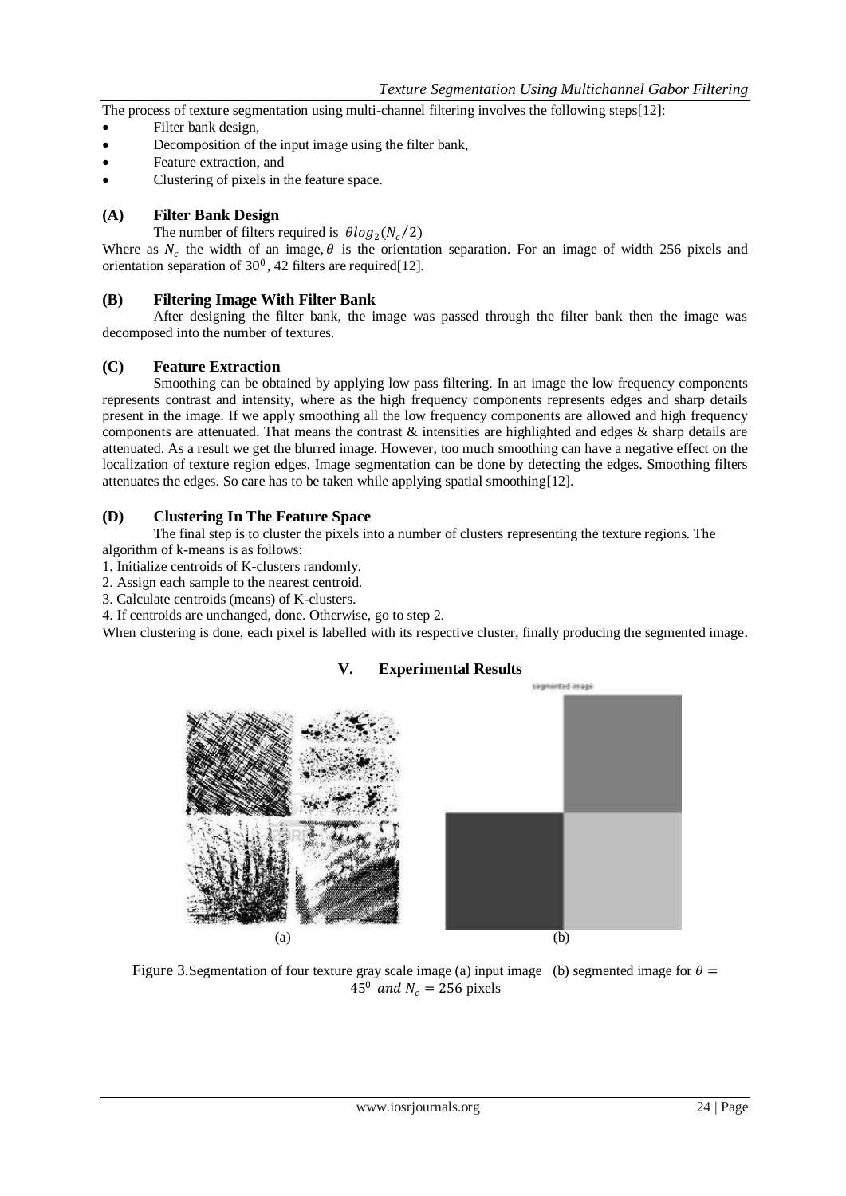The process of texture segmentation using multi-channel filtering involves the following steps[12]:

- Filter bank design,
- Decomposition of the input image using the filter bank,
- Feature extraction, and
- Clustering of pixels in the feature space.

### (A) Filter Bank Design

The number of filters required is $\theta log_2(N_c/2)$

Where as $N_c$ the width of an image, $\theta$ is the orientation separation. For an image of width 256 pixels and orientation separation of $30^0$, 42 filters are required[12].

### (B) Filtering Image With Filter Bank

After designing the filter bank, the image was passed through the filter bank then the image was decomposed into the number of textures.

### (C) Feature Extraction

Smoothing can be obtained by applying low pass filtering. In an image the low frequency components represents contrast and intensity, where as the high frequency components represents edges and sharp details present in the image. If we apply smoothing all the low frequency components are allowed and high frequency components are attenuated. That means the contrast & intensities are highlighted and edges & sharp details are attenuated. As a result we get the blurred image. However, too much smoothing can have a negative effect on the localization of texture region edges. Image segmentation can be done by detecting the edges. Smoothing filters attenuates the edges. So care has to be taken while applying spatial smoothing[12].

### (D) Clustering In The Feature Space

The final step is to cluster the pixels into a number of clusters representing the texture regions. The algorithm of k-means is as follows:

1. Initialize centroids of K-clusters randomly.
2. Assign each sample to the nearest centroid.
3. Calculate centroids (means) of K-clusters.
4. If centroids are unchanged, done. Otherwise, go to step 2.

When clustering is done, each pixel is labelled with its respective cluster, finally producing the segmented image.

## V. Experimental Results

segmented image

(a) (b)

Figure 3.Segmentation of four texture gray scale image (a) input image (b) segmented image for $\theta = 45^0$ *and* $N_c = 256$ pixels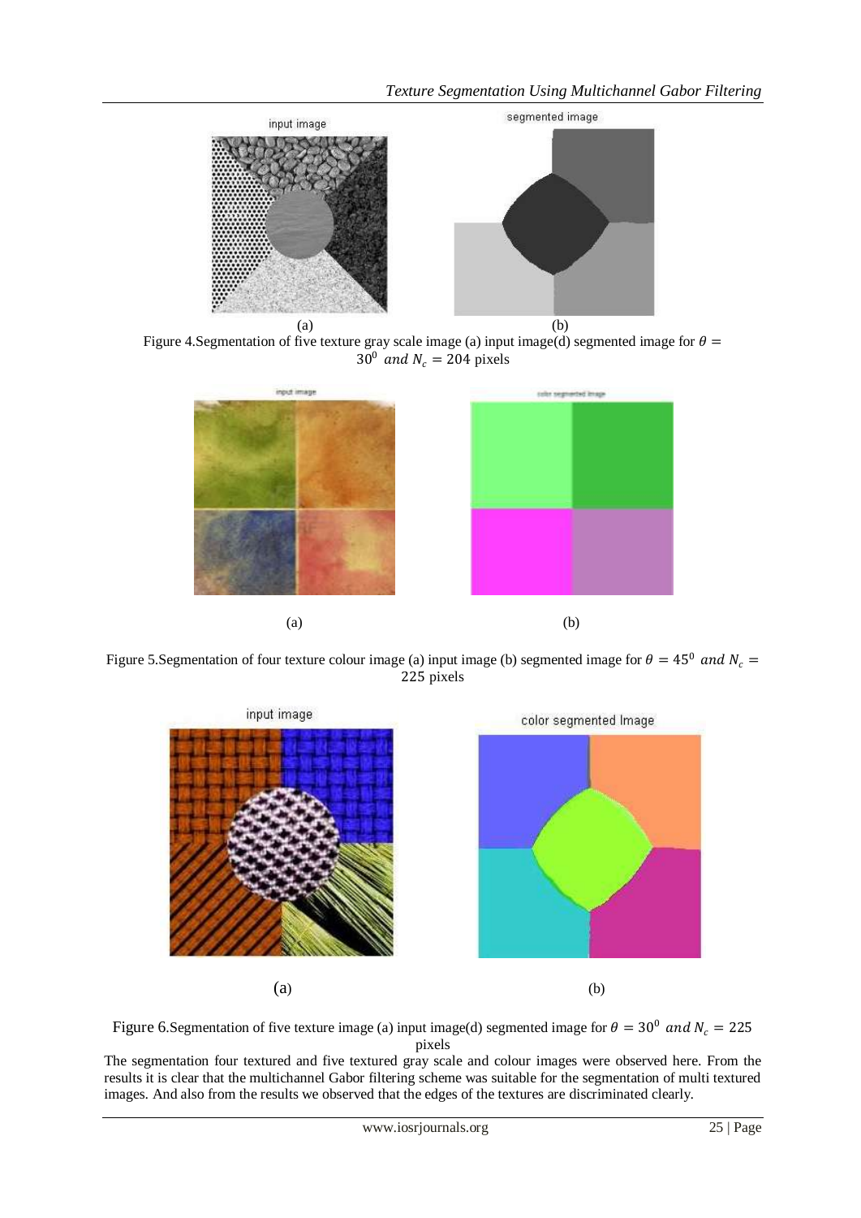Figure 4.Segmentation of five texture gray scale image (a) input image(d) segmented image for $\theta = 30^0$ $and$ $N_c = 204$ pixels

Figure 5.Segmentation of four texture colour image (a) input image (b) segmented image for $\theta = 45^0$ $and$ $N_c = 225$ pixels

Figure 6.Segmentation of five texture image (a) input image(d) segmented image for $\theta = 30^0$ $and$ $N_c = 225$ pixels

The segmentation four textured and five textured gray scale and colour images were observed here. From the results it is clear that the multichannel Gabor filtering scheme was suitable for the segmentation of multi textured images. And also from the results we observed that the edges of the textures are discriminated clearly.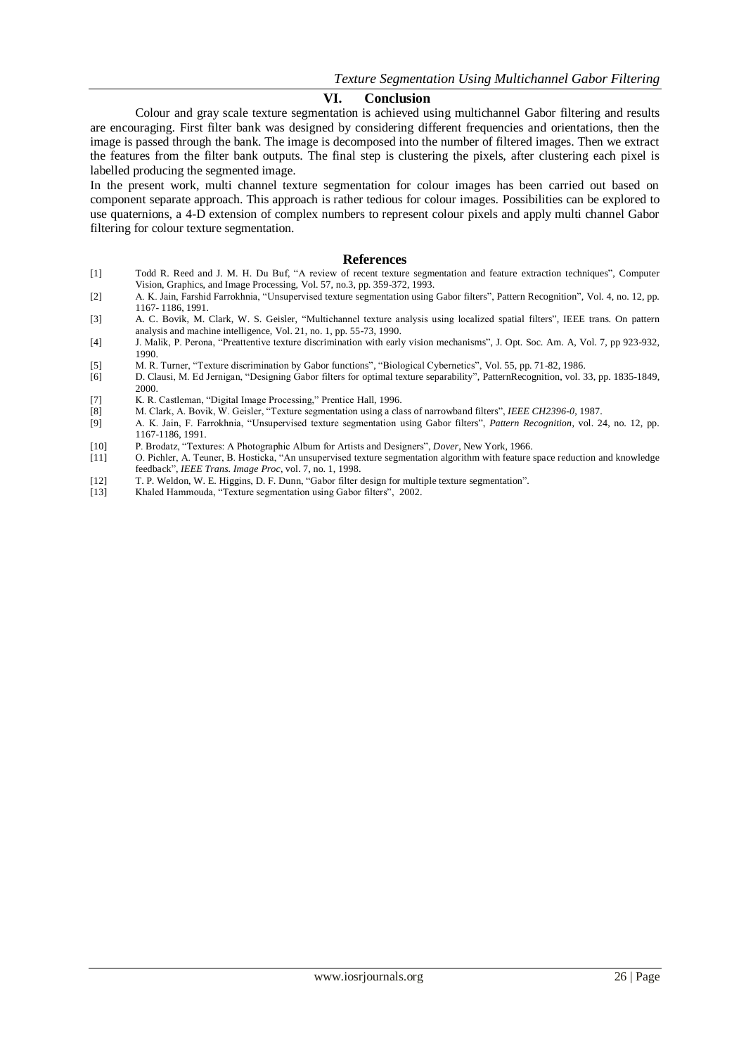## VI. Conclusion

Colour and gray scale texture segmentation is achieved using multichannel Gabor filtering and results are encouraging. First filter bank was designed by considering different frequencies and orientations, then the image is passed through the bank. The image is decomposed into the number of filtered images. Then we extract the features from the filter bank outputs. The final step is clustering the pixels, after clustering each pixel is labelled producing the segmented image.

In the present work, multi channel texture segmentation for colour images has been carried out based on component separate approach. This approach is rather tedious for colour images. Possibilities can be explored to use quaternions, a 4-D extension of complex numbers to represent colour pixels and apply multi channel Gabor filtering for colour texture segmentation.

## References

[1] Todd R. Reed and J. M. H. Du Buf, "A review of recent texture segmentation and feature extraction techniques", Computer Vision, Graphics, and Image Processing, Vol. 57, no.3, pp. 359-372, 1993.

[2] A. K. Jain, Farshid Farrokhnia, "Unsupervised texture segmentation using Gabor filters", Pattern Recognition", Vol. 4, no. 12, pp. 1167- 1186, 1991.

[3] A. C. Bovik, M. Clark, W. S. Geisler, "Multichannel texture analysis using localized spatial filters", IEEE trans. On pattern analysis and machine intelligence, Vol. 21, no. 1, pp. 55-73, 1990.

[4] J. Malik, P. Perona, "Preattentive texture discrimination with early vision mechanisms", J. Opt. Soc. Am. A, Vol. 7, pp 923-932, 1990.

[5] M. R. Turner, "Texture discrimination by Gabor functions", "Biological Cybernetics", Vol. 55, pp. 71-82, 1986.

[6] D. Clausi, M. Ed Jernigan, "Designing Gabor filters for optimal texture separability", PatternRecognition, vol. 33, pp. 1835-1849, 2000.

[7] K. R. Castleman, "Digital Image Processing," Prentice Hall, 1996.

[8] M. Clark, A. Bovik, W. Geisler, "Texture segmentation using a class of narrowband filters", *IEEE CH2396-0*, 1987.

[9] A. K. Jain, F. Farrokhnia, "Unsupervised texture segmentation using Gabor filters", *Pattern Recognition*, vol. 24, no. 12, pp. 1167-1186, 1991.

[10] P. Brodatz, "Textures: A Photographic Album for Artists and Designers", *Dover*, New York, 1966.

[11] O. Pichler, A. Teuner, B. Hosticka, "An unsupervised texture segmentation algorithm with feature space reduction and knowledge feedback", *IEEE Trans. Image Proc*, vol. 7, no. 1, 1998.

[12] T. P. Weldon, W. E. Higgins, D. F. Dunn, "Gabor filter design for multiple texture segmentation".

[13] Khaled Hammouda, "Texture segmentation using Gabor filters", 2002.